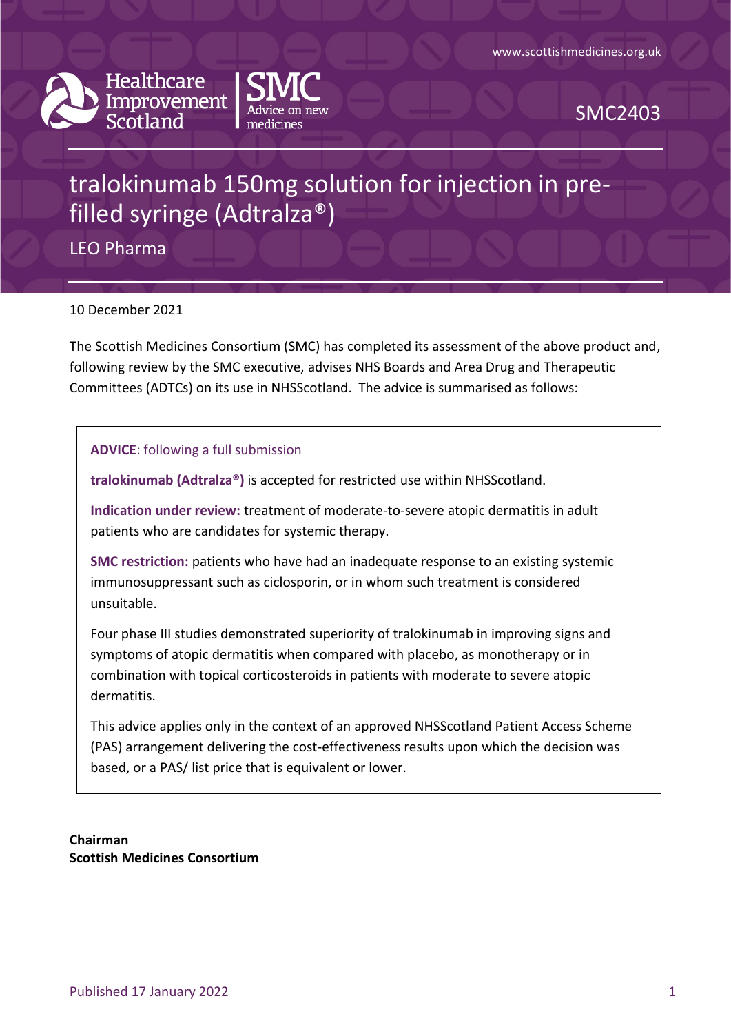www.scottishmedicines.org.uk

Healthcare Improvement Scotland | SMC Advice on new medicines

SMC2403

# tralokinumab 150mg solution for injection in pre-filled syringe (Adtralza®)

LEO Pharma

10 December 2021

The Scottish Medicines Consortium (SMC) has completed its assessment of the above product and, following review by the SMC executive, advises NHS Boards and Area Drug and Therapeutic Committees (ADTCs) on its use in NHSScotland. The advice is summarised as follows:

> **ADVICE**: following a full submission
>
> **tralokinumab (Adtralza®)** is accepted for restricted use within NHSScotland.
>
> **Indication under review:** treatment of moderate-to-severe atopic dermatitis in adult patients who are candidates for systemic therapy.
>
> **SMC restriction:** patients who have had an inadequate response to an existing systemic immunosuppressant such as ciclosporin, or in whom such treatment is considered unsuitable.
>
> Four phase III studies demonstrated superiority of tralokinumab in improving signs and symptoms of atopic dermatitis when compared with placebo, as monotherapy or in combination with topical corticosteroids in patients with moderate to severe atopic dermatitis.
>
> This advice applies only in the context of an approved NHSScotland Patient Access Scheme (PAS) arrangement delivering the cost-effectiveness results upon which the decision was based, or a PAS/ list price that is equivalent or lower.

**Chairman**
**Scottish Medicines Consortium**

Published 17 January 2022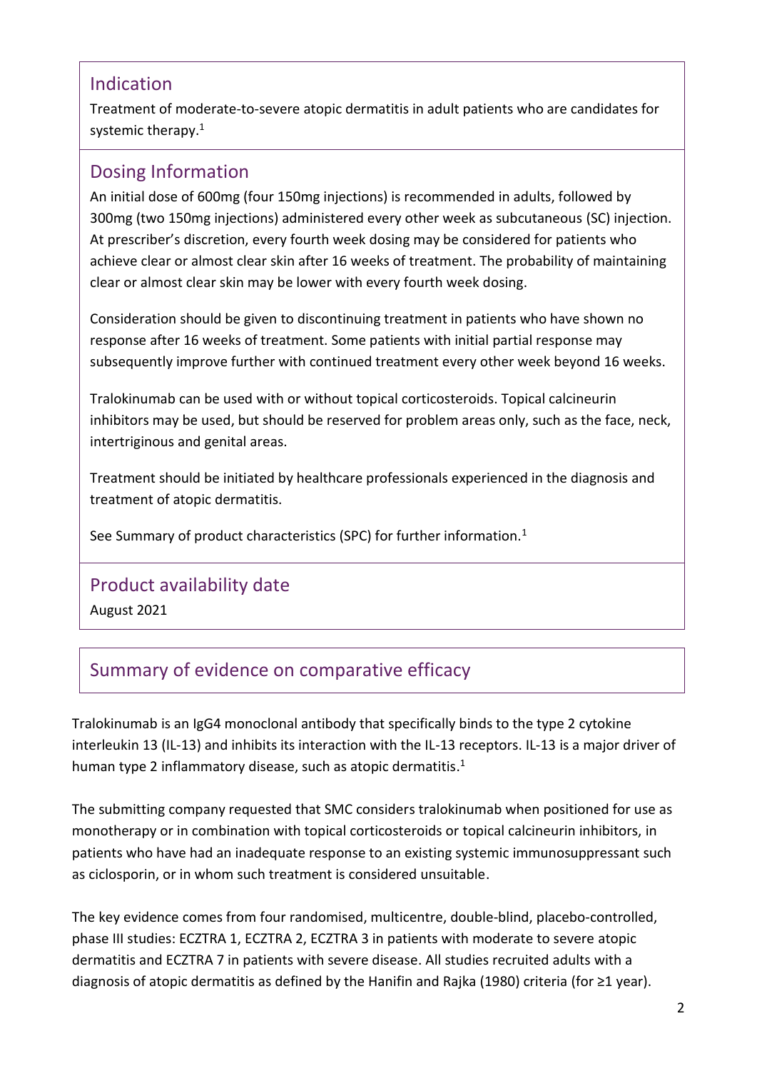## Indication

Treatment of moderate-to-severe atopic dermatitis in adult patients who are candidates for systemic therapy.[1]

## Dosing Information

An initial dose of 600mg (four 150mg injections) is recommended in adults, followed by 300mg (two 150mg injections) administered every other week as subcutaneous (SC) injection. At prescriber's discretion, every fourth week dosing may be considered for patients who achieve clear or almost clear skin after 16 weeks of treatment. The probability of maintaining clear or almost clear skin may be lower with every fourth week dosing.

Consideration should be given to discontinuing treatment in patients who have shown no response after 16 weeks of treatment. Some patients with initial partial response may subsequently improve further with continued treatment every other week beyond 16 weeks.

Tralokinumab can be used with or without topical corticosteroids. Topical calcineurin inhibitors may be used, but should be reserved for problem areas only, such as the face, neck, intertriginous and genital areas.

Treatment should be initiated by healthcare professionals experienced in the diagnosis and treatment of atopic dermatitis.

See Summary of product characteristics (SPC) for further information.[1]

## Product availability date

August 2021

## Summary of evidence on comparative efficacy

Tralokinumab is an IgG4 monoclonal antibody that specifically binds to the type 2 cytokine interleukin 13 (IL-13) and inhibits its interaction with the IL-13 receptors. IL-13 is a major driver of human type 2 inflammatory disease, such as atopic dermatitis.[1]

The submitting company requested that SMC considers tralokinumab when positioned for use as monotherapy or in combination with topical corticosteroids or topical calcineurin inhibitors, in patients who have had an inadequate response to an existing systemic immunosuppressant such as ciclosporin, or in whom such treatment is considered unsuitable.

The key evidence comes from four randomised, multicentre, double-blind, placebo-controlled, phase III studies: ECZTRA 1, ECZTRA 2, ECZTRA 3 in patients with moderate to severe atopic dermatitis and ECZTRA 7 in patients with severe disease. All studies recruited adults with a diagnosis of atopic dermatitis as defined by the Hanifin and Rajka (1980) criteria (for ≥1 year).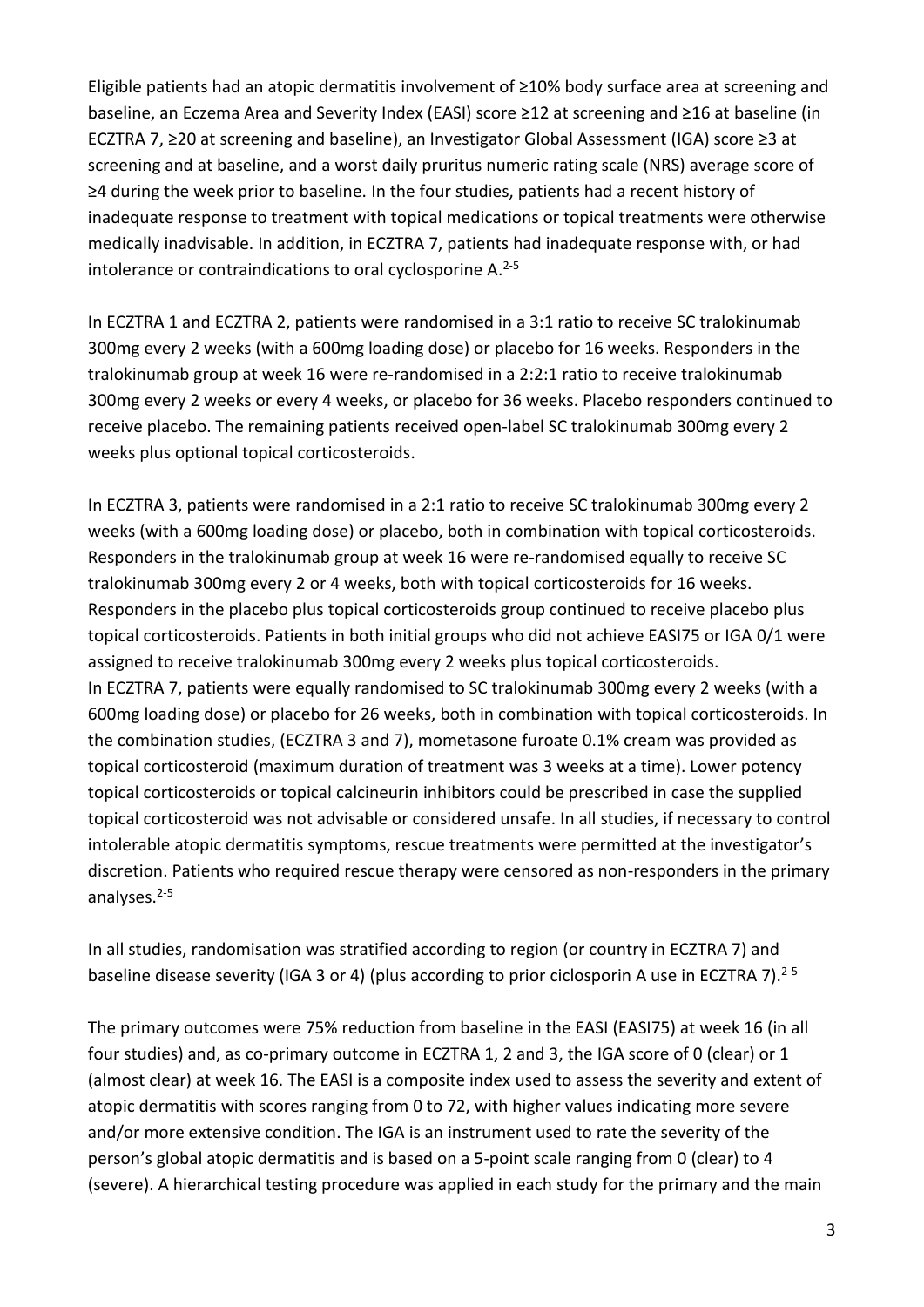Eligible patients had an atopic dermatitis involvement of ≥10% body surface area at screening and baseline, an Eczema Area and Severity Index (EASI) score ≥12 at screening and ≥16 at baseline (in ECZTRA 7, ≥20 at screening and baseline), an Investigator Global Assessment (IGA) score ≥3 at screening and at baseline, and a worst daily pruritus numeric rating scale (NRS) average score of ≥4 during the week prior to baseline. In the four studies, patients had a recent history of inadequate response to treatment with topical medications or topical treatments were otherwise medically inadvisable. In addition, in ECZTRA 7, patients had inadequate response with, or had intolerance or contraindications to oral cyclosporine A.[2-5]

In ECZTRA 1 and ECZTRA 2, patients were randomised in a 3:1 ratio to receive SC tralokinumab 300mg every 2 weeks (with a 600mg loading dose) or placebo for 16 weeks. Responders in the tralokinumab group at week 16 were re-randomised in a 2:2:1 ratio to receive tralokinumab 300mg every 2 weeks or every 4 weeks, or placebo for 36 weeks. Placebo responders continued to receive placebo. The remaining patients received open-label SC tralokinumab 300mg every 2 weeks plus optional topical corticosteroids.

In ECZTRA 3, patients were randomised in a 2:1 ratio to receive SC tralokinumab 300mg every 2 weeks (with a 600mg loading dose) or placebo, both in combination with topical corticosteroids. Responders in the tralokinumab group at week 16 were re-randomised equally to receive SC tralokinumab 300mg every 2 or 4 weeks, both with topical corticosteroids for 16 weeks. Responders in the placebo plus topical corticosteroids group continued to receive placebo plus topical corticosteroids. Patients in both initial groups who did not achieve EASI75 or IGA 0/1 were assigned to receive tralokinumab 300mg every 2 weeks plus topical corticosteroids.
In ECZTRA 7, patients were equally randomised to SC tralokinumab 300mg every 2 weeks (with a 600mg loading dose) or placebo for 26 weeks, both in combination with topical corticosteroids. In the combination studies, (ECZTRA 3 and 7), mometasone furoate 0.1% cream was provided as topical corticosteroid (maximum duration of treatment was 3 weeks at a time). Lower potency topical corticosteroids or topical calcineurin inhibitors could be prescribed in case the supplied topical corticosteroid was not advisable or considered unsafe. In all studies, if necessary to control intolerable atopic dermatitis symptoms, rescue treatments were permitted at the investigator's discretion. Patients who required rescue therapy were censored as non-responders in the primary analyses.[2-5]

In all studies, randomisation was stratified according to region (or country in ECZTRA 7) and baseline disease severity (IGA 3 or 4) (plus according to prior ciclosporin A use in ECZTRA 7).[2-5]

The primary outcomes were 75% reduction from baseline in the EASI (EASI75) at week 16 (in all four studies) and, as co-primary outcome in ECZTRA 1, 2 and 3, the IGA score of 0 (clear) or 1 (almost clear) at week 16. The EASI is a composite index used to assess the severity and extent of atopic dermatitis with scores ranging from 0 to 72, with higher values indicating more severe and/or more extensive condition. The IGA is an instrument used to rate the severity of the person's global atopic dermatitis and is based on a 5-point scale ranging from 0 (clear) to 4 (severe). A hierarchical testing procedure was applied in each study for the primary and the main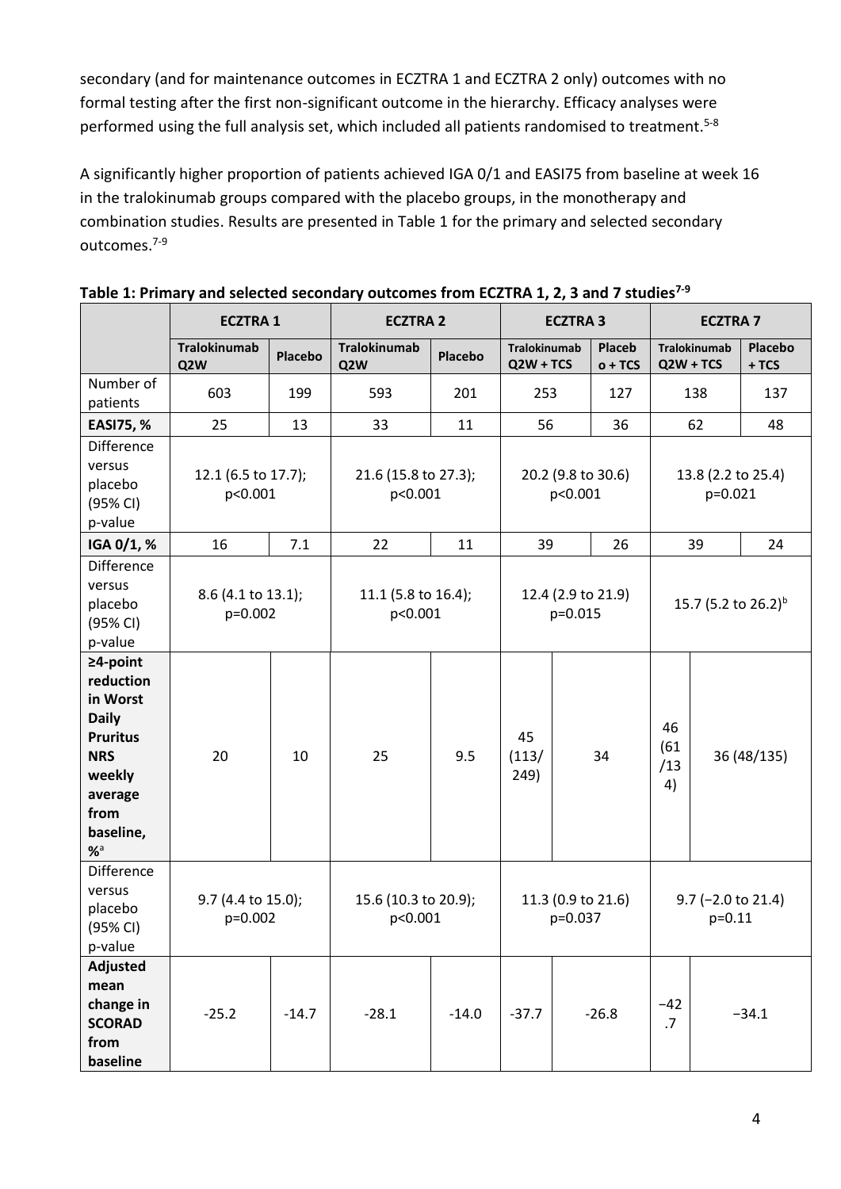secondary (and for maintenance outcomes in ECZTRA 1 and ECZTRA 2 only) outcomes with no formal testing after the first non-significant outcome in the hierarchy. Efficacy analyses were performed using the full analysis set, which included all patients randomised to treatment.[5-8]

A significantly higher proportion of patients achieved IGA 0/1 and EASI75 from baseline at week 16 in the tralokinumab groups compared with the placebo groups, in the monotherapy and combination studies. Results are presented in Table 1 for the primary and selected secondary outcomes.[7-9]

**Table 1: Primary and selected secondary outcomes from ECZTRA 1, 2, 3 and 7 studies[7-9]**

| | ECZTRA 1 | | ECZTRA 2 | | ECZTRA 3 | | ECZTRA 7 | |
|---|---|---|---|---|---|---|---|---|
| | Tralokinumab Q2W | Placebo | Tralokinumab Q2W | Placebo | Tralokinumab Q2W + TCS | Placebo + TCS | Tralokinumab Q2W + TCS | Placebo + TCS |
| Number of patients | 603 | 199 | 593 | 201 | 253 | 127 | 138 | 137 |
| **EASI75, %** | 25 | 13 | 33 | 11 | 56 | 36 | 62 | 48 |
| Difference versus placebo (95% CI) p-value | 12.1 (6.5 to 17.7); p<0.001 | | 21.6 (15.8 to 27.3); p<0.001 | | 20.2 (9.8 to 30.6) p<0.001 | | 13.8 (2.2 to 25.4) p=0.021 | |
| **IGA 0/1, %** | 16 | 7.1 | 22 | 11 | 39 | 26 | 39 | 24 |
| Difference versus placebo (95% CI) p-value | 8.6 (4.1 to 13.1); p=0.002 | | 11.1 (5.8 to 16.4); p<0.001 | | 12.4 (2.9 to 21.9) p=0.015 | | 15.7 (5.2 to 26.2)[b] | |
| **≥4-point reduction in Worst Daily Pruritus NRS weekly average from baseline, %**[a] | 20 | 10 | 25 | 9.5 | 45 (113/249) | 34 | 46 (61/134) | 36 (48/135) |
| Difference versus placebo (95% CI) p-value | 9.7 (4.4 to 15.0); p=0.002 | | 15.6 (10.3 to 20.9); p<0.001 | | 11.3 (0.9 to 21.6) p=0.037 | | 9.7 (−2.0 to 21.4) p=0.11 | |
| **Adjusted mean change in SCORAD from baseline** | -25.2 | -14.7 | -28.1 | -14.0 | -37.7 | -26.8 | −42.7 | −34.1 |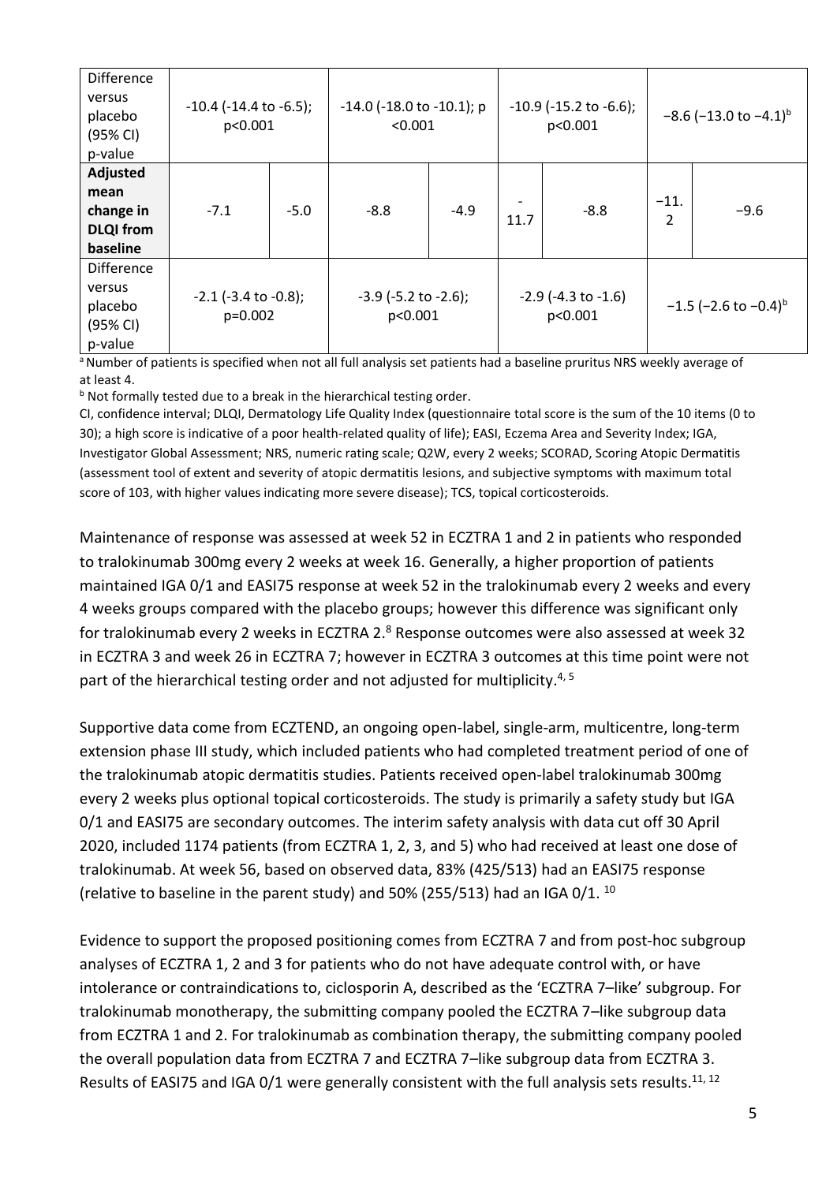| Difference versus placebo (95% CI) p-value | -10.4 (-14.4 to -6.5); p<0.001 | | -14.0 (-18.0 to -10.1); p <0.001 | | -10.9 (-15.2 to -6.6); p<0.001 | | −8.6 (−13.0 to −4.1)[b] | |
|---|---|---|---|---|---|---|---|---|
| **Adjusted mean change in DLQI from baseline** | -7.1 | -5.0 | -8.8 | -4.9 | -11.7 | -8.8 | −11.2 | −9.6 |
| Difference versus placebo (95% CI) p-value | -2.1 (-3.4 to -0.8); p=0.002 | | -3.9 (-5.2 to -2.6); p<0.001 | | -2.9 (-4.3 to -1.6) p<0.001 | | −1.5 (−2.6 to −0.4)[b] | |

[a] Number of patients is specified when not all full analysis set patients had a baseline pruritus NRS weekly average of at least 4.

[b] Not formally tested due to a break in the hierarchical testing order.

CI, confidence interval; DLQI, Dermatology Life Quality Index (questionnaire total score is the sum of the 10 items (0 to 30); a high score is indicative of a poor health-related quality of life); EASI, Eczema Area and Severity Index; IGA, Investigator Global Assessment; NRS, numeric rating scale; Q2W, every 2 weeks; SCORAD, Scoring Atopic Dermatitis (assessment tool of extent and severity of atopic dermatitis lesions, and subjective symptoms with maximum total score of 103, with higher values indicating more severe disease); TCS, topical corticosteroids.

Maintenance of response was assessed at week 52 in ECZTRA 1 and 2 in patients who responded to tralokinumab 300mg every 2 weeks at week 16. Generally, a higher proportion of patients maintained IGA 0/1 and EASI75 response at week 52 in the tralokinumab every 2 weeks and every 4 weeks groups compared with the placebo groups; however this difference was significant only for tralokinumab every 2 weeks in ECZTRA 2.[8] Response outcomes were also assessed at week 32 in ECZTRA 3 and week 26 in ECZTRA 7; however in ECZTRA 3 outcomes at this time point were not part of the hierarchical testing order and not adjusted for multiplicity.[4, 5]

Supportive data come from ECZTEND, an ongoing open-label, single-arm, multicentre, long-term extension phase III study, which included patients who had completed treatment period of one of the tralokinumab atopic dermatitis studies. Patients received open-label tralokinumab 300mg every 2 weeks plus optional topical corticosteroids. The study is primarily a safety study but IGA 0/1 and EASI75 are secondary outcomes. The interim safety analysis with data cut off 30 April 2020, included 1174 patients (from ECZTRA 1, 2, 3, and 5) who had received at least one dose of tralokinumab. At week 56, based on observed data, 83% (425/513) had an EASI75 response (relative to baseline in the parent study) and 50% (255/513) had an IGA 0/1. [10]

Evidence to support the proposed positioning comes from ECZTRA 7 and from post-hoc subgroup analyses of ECZTRA 1, 2 and 3 for patients who do not have adequate control with, or have intolerance or contraindications to, ciclosporin A, described as the 'ECZTRA 7–like' subgroup. For tralokinumab monotherapy, the submitting company pooled the ECZTRA 7–like subgroup data from ECZTRA 1 and 2. For tralokinumab as combination therapy, the submitting company pooled the overall population data from ECZTRA 7 and ECZTRA 7–like subgroup data from ECZTRA 3. Results of EASI75 and IGA 0/1 were generally consistent with the full analysis sets results.[11, 12]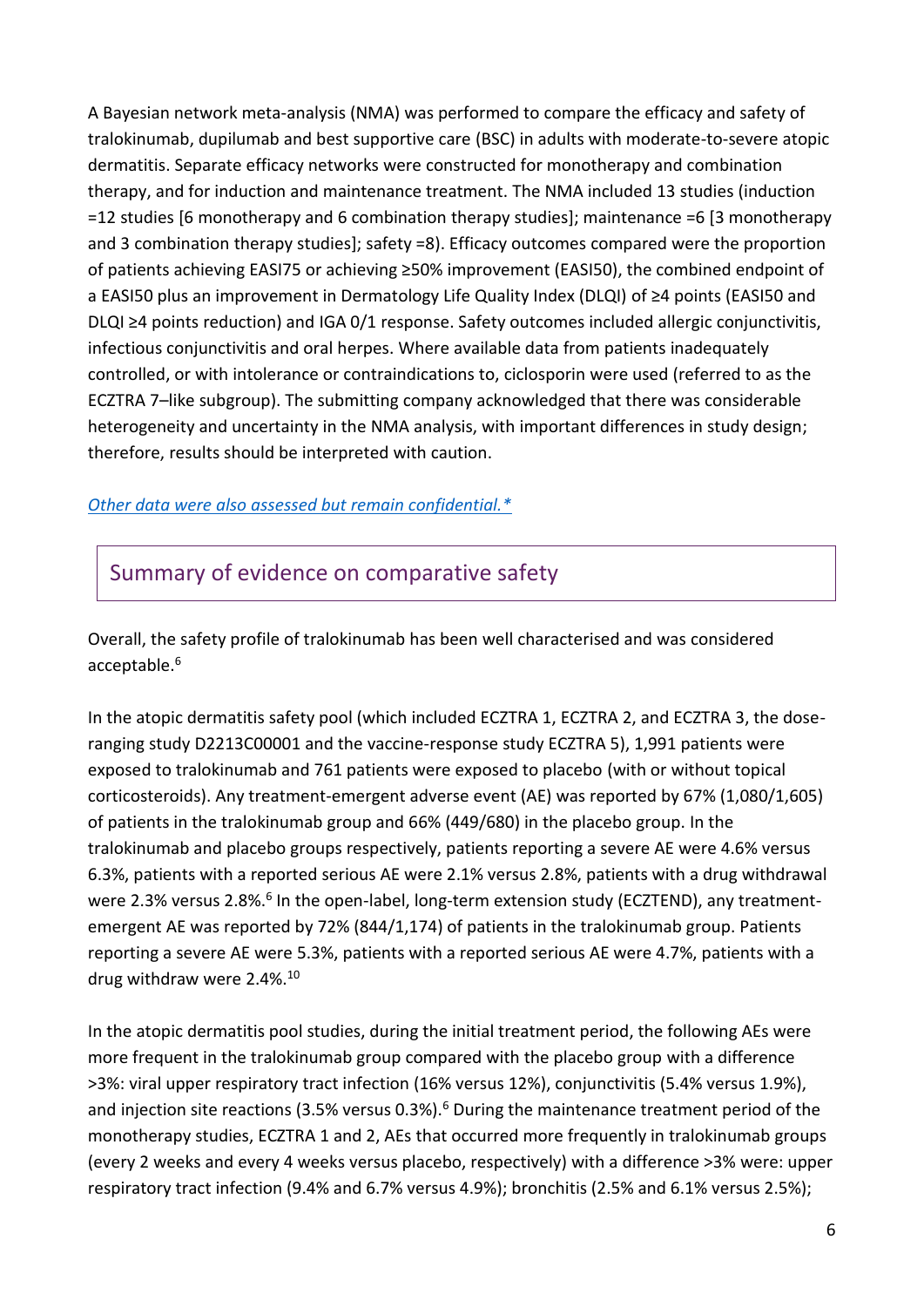A Bayesian network meta-analysis (NMA) was performed to compare the efficacy and safety of tralokinumab, dupilumab and best supportive care (BSC) in adults with moderate-to-severe atopic dermatitis. Separate efficacy networks were constructed for monotherapy and combination therapy, and for induction and maintenance treatment. The NMA included 13 studies (induction =12 studies [6 monotherapy and 6 combination therapy studies]; maintenance =6 [3 monotherapy and 3 combination therapy studies]; safety =8). Efficacy outcomes compared were the proportion of patients achieving EASI75 or achieving ≥50% improvement (EASI50), the combined endpoint of a EASI50 plus an improvement in Dermatology Life Quality Index (DLQI) of ≥4 points (EASI50 and DLQI ≥4 points reduction) and IGA 0/1 response. Safety outcomes included allergic conjunctivitis, infectious conjunctivitis and oral herpes. Where available data from patients inadequately controlled, or with intolerance or contraindications to, ciclosporin were used (referred to as the ECZTRA 7–like subgroup). The submitting company acknowledged that there was considerable heterogeneity and uncertainty in the NMA analysis, with important differences in study design; therefore, results should be interpreted with caution.

*Other data were also assessed but remain confidential.**

## Summary of evidence on comparative safety

Overall, the safety profile of tralokinumab has been well characterised and was considered acceptable.[6]

In the atopic dermatitis safety pool (which included ECZTRA 1, ECZTRA 2, and ECZTRA 3, the dose-ranging study D2213C00001 and the vaccine-response study ECZTRA 5), 1,991 patients were exposed to tralokinumab and 761 patients were exposed to placebo (with or without topical corticosteroids). Any treatment-emergent adverse event (AE) was reported by 67% (1,080/1,605) of patients in the tralokinumab group and 66% (449/680) in the placebo group. In the tralokinumab and placebo groups respectively, patients reporting a severe AE were 4.6% versus 6.3%, patients with a reported serious AE were 2.1% versus 2.8%, patients with a drug withdrawal were 2.3% versus 2.8%.[6] In the open-label, long-term extension study (ECZTEND), any treatment-emergent AE was reported by 72% (844/1,174) of patients in the tralokinumab group. Patients reporting a severe AE were 5.3%, patients with a reported serious AE were 4.7%, patients with a drug withdraw were 2.4%.[10]

In the atopic dermatitis pool studies, during the initial treatment period, the following AEs were more frequent in the tralokinumab group compared with the placebo group with a difference >3%: viral upper respiratory tract infection (16% versus 12%), conjunctivitis (5.4% versus 1.9%), and injection site reactions (3.5% versus 0.3%).[6] During the maintenance treatment period of the monotherapy studies, ECZTRA 1 and 2, AEs that occurred more frequently in tralokinumab groups (every 2 weeks and every 4 weeks versus placebo, respectively) with a difference >3% were: upper respiratory tract infection (9.4% and 6.7% versus 4.9%); bronchitis (2.5% and 6.1% versus 2.5%);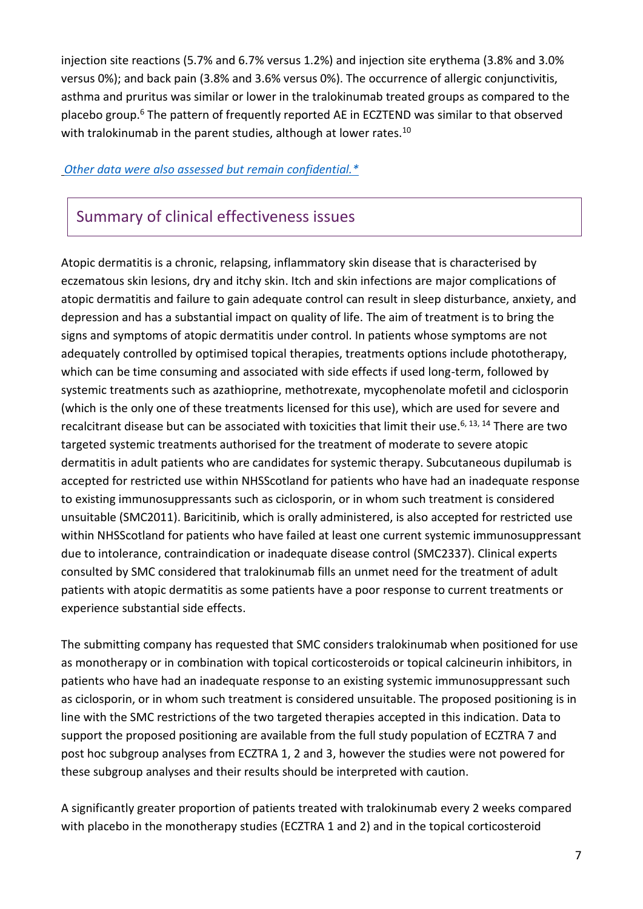injection site reactions (5.7% and 6.7% versus 1.2%) and injection site erythema (3.8% and 3.0% versus 0%); and back pain (3.8% and 3.6% versus 0%). The occurrence of allergic conjunctivitis, asthma and pruritus was similar or lower in the tralokinumab treated groups as compared to the placebo group.[6] The pattern of frequently reported AE in ECZTEND was similar to that observed with tralokinumab in the parent studies, although at lower rates.[10]

*Other data were also assessed but remain confidential.**

## Summary of clinical effectiveness issues

Atopic dermatitis is a chronic, relapsing, inflammatory skin disease that is characterised by eczematous skin lesions, dry and itchy skin. Itch and skin infections are major complications of atopic dermatitis and failure to gain adequate control can result in sleep disturbance, anxiety, and depression and has a substantial impact on quality of life. The aim of treatment is to bring the signs and symptoms of atopic dermatitis under control. In patients whose symptoms are not adequately controlled by optimised topical therapies, treatments options include phototherapy, which can be time consuming and associated with side effects if used long-term, followed by systemic treatments such as azathioprine, methotrexate, mycophenolate mofetil and ciclosporin (which is the only one of these treatments licensed for this use), which are used for severe and recalcitrant disease but can be associated with toxicities that limit their use.[6, 13, 14] There are two targeted systemic treatments authorised for the treatment of moderate to severe atopic dermatitis in adult patients who are candidates for systemic therapy. Subcutaneous dupilumab is accepted for restricted use within NHSScotland for patients who have had an inadequate response to existing immunosuppressants such as ciclosporin, or in whom such treatment is considered unsuitable (SMC2011). Baricitinib, which is orally administered, is also accepted for restricted use within NHSScotland for patients who have failed at least one current systemic immunosuppressant due to intolerance, contraindication or inadequate disease control (SMC2337). Clinical experts consulted by SMC considered that tralokinumab fills an unmet need for the treatment of adult patients with atopic dermatitis as some patients have a poor response to current treatments or experience substantial side effects.

The submitting company has requested that SMC considers tralokinumab when positioned for use as monotherapy or in combination with topical corticosteroids or topical calcineurin inhibitors, in patients who have had an inadequate response to an existing systemic immunosuppressant such as ciclosporin, or in whom such treatment is considered unsuitable. The proposed positioning is in line with the SMC restrictions of the two targeted therapies accepted in this indication. Data to support the proposed positioning are available from the full study population of ECZTRA 7 and post hoc subgroup analyses from ECZTRA 1, 2 and 3, however the studies were not powered for these subgroup analyses and their results should be interpreted with caution.

A significantly greater proportion of patients treated with tralokinumab every 2 weeks compared with placebo in the monotherapy studies (ECZTRA 1 and 2) and in the topical corticosteroid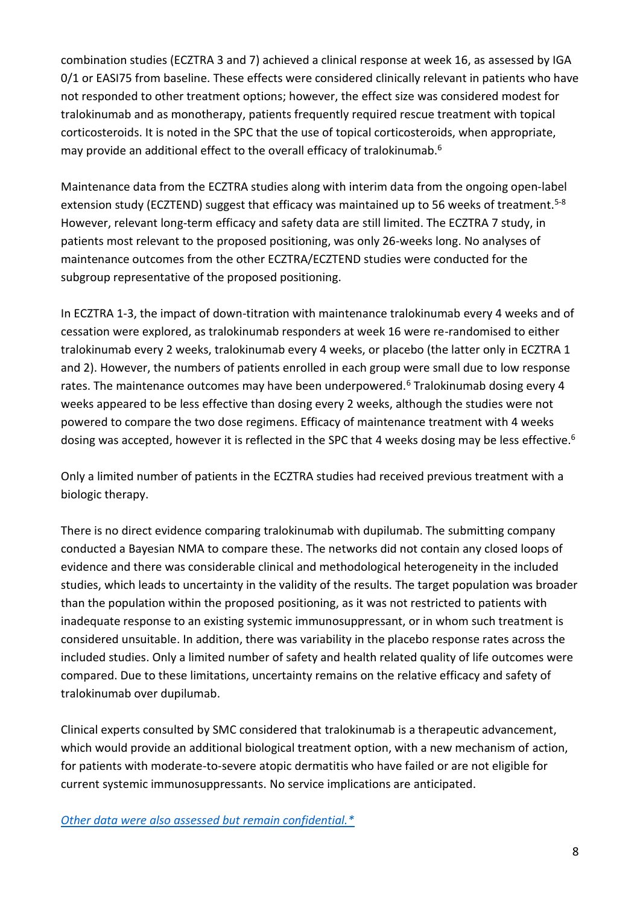combination studies (ECZTRA 3 and 7) achieved a clinical response at week 16, as assessed by IGA 0/1 or EASI75 from baseline. These effects were considered clinically relevant in patients who have not responded to other treatment options; however, the effect size was considered modest for tralokinumab and as monotherapy, patients frequently required rescue treatment with topical corticosteroids. It is noted in the SPC that the use of topical corticosteroids, when appropriate, may provide an additional effect to the overall efficacy of tralokinumab.[6]

Maintenance data from the ECZTRA studies along with interim data from the ongoing open-label extension study (ECZTEND) suggest that efficacy was maintained up to 56 weeks of treatment.[5-8] However, relevant long-term efficacy and safety data are still limited. The ECZTRA 7 study, in patients most relevant to the proposed positioning, was only 26-weeks long. No analyses of maintenance outcomes from the other ECZTRA/ECZTEND studies were conducted for the subgroup representative of the proposed positioning.

In ECZTRA 1-3, the impact of down-titration with maintenance tralokinumab every 4 weeks and of cessation were explored, as tralokinumab responders at week 16 were re-randomised to either tralokinumab every 2 weeks, tralokinumab every 4 weeks, or placebo (the latter only in ECZTRA 1 and 2). However, the numbers of patients enrolled in each group were small due to low response rates. The maintenance outcomes may have been underpowered.[6] Tralokinumab dosing every 4 weeks appeared to be less effective than dosing every 2 weeks, although the studies were not powered to compare the two dose regimens. Efficacy of maintenance treatment with 4 weeks dosing was accepted, however it is reflected in the SPC that 4 weeks dosing may be less effective.[6]

Only a limited number of patients in the ECZTRA studies had received previous treatment with a biologic therapy.

There is no direct evidence comparing tralokinumab with dupilumab. The submitting company conducted a Bayesian NMA to compare these. The networks did not contain any closed loops of evidence and there was considerable clinical and methodological heterogeneity in the included studies, which leads to uncertainty in the validity of the results. The target population was broader than the population within the proposed positioning, as it was not restricted to patients with inadequate response to an existing systemic immunosuppressant, or in whom such treatment is considered unsuitable. In addition, there was variability in the placebo response rates across the included studies. Only a limited number of safety and health related quality of life outcomes were compared. Due to these limitations, uncertainty remains on the relative efficacy and safety of tralokinumab over dupilumab.

Clinical experts consulted by SMC considered that tralokinumab is a therapeutic advancement, which would provide an additional biological treatment option, with a new mechanism of action, for patients with moderate-to-severe atopic dermatitis who have failed or are not eligible for current systemic immunosuppressants. No service implications are anticipated.

*Other data were also assessed but remain confidential.**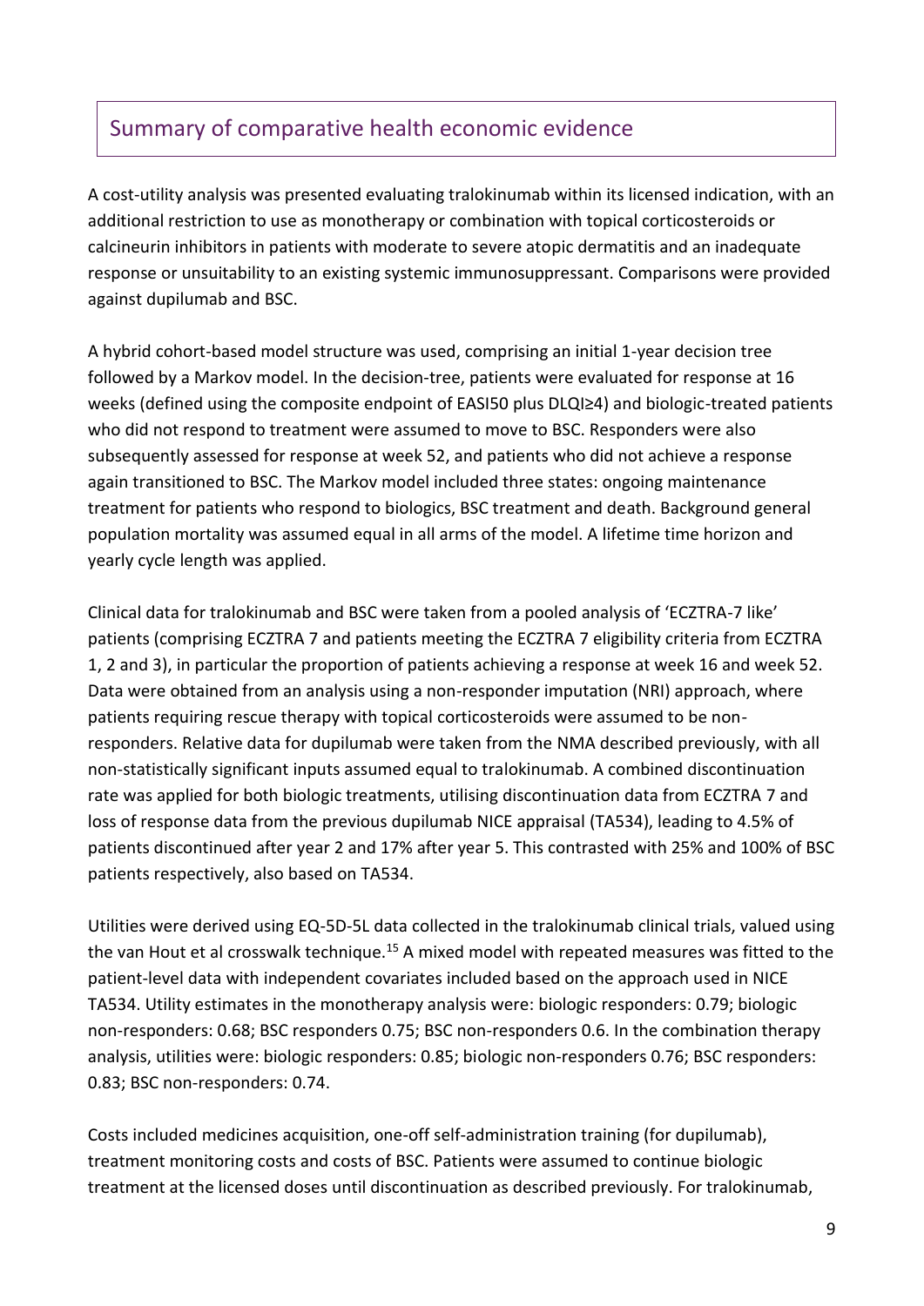## Summary of comparative health economic evidence

A cost-utility analysis was presented evaluating tralokinumab within its licensed indication, with an additional restriction to use as monotherapy or combination with topical corticosteroids or calcineurin inhibitors in patients with moderate to severe atopic dermatitis and an inadequate response or unsuitability to an existing systemic immunosuppressant. Comparisons were provided against dupilumab and BSC.

A hybrid cohort-based model structure was used, comprising an initial 1-year decision tree followed by a Markov model. In the decision-tree, patients were evaluated for response at 16 weeks (defined using the composite endpoint of EASI50 plus DLQI≥4) and biologic-treated patients who did not respond to treatment were assumed to move to BSC. Responders were also subsequently assessed for response at week 52, and patients who did not achieve a response again transitioned to BSC. The Markov model included three states: ongoing maintenance treatment for patients who respond to biologics, BSC treatment and death. Background general population mortality was assumed equal in all arms of the model. A lifetime time horizon and yearly cycle length was applied.

Clinical data for tralokinumab and BSC were taken from a pooled analysis of 'ECZTRA-7 like' patients (comprising ECZTRA 7 and patients meeting the ECZTRA 7 eligibility criteria from ECZTRA 1, 2 and 3), in particular the proportion of patients achieving a response at week 16 and week 52. Data were obtained from an analysis using a non-responder imputation (NRI) approach, where patients requiring rescue therapy with topical corticosteroids were assumed to be non-responders. Relative data for dupilumab were taken from the NMA described previously, with all non-statistically significant inputs assumed equal to tralokinumab. A combined discontinuation rate was applied for both biologic treatments, utilising discontinuation data from ECZTRA 7 and loss of response data from the previous dupilumab NICE appraisal (TA534), leading to 4.5% of patients discontinued after year 2 and 17% after year 5. This contrasted with 25% and 100% of BSC patients respectively, also based on TA534.

Utilities were derived using EQ-5D-5L data collected in the tralokinumab clinical trials, valued using the van Hout et al crosswalk technique.[15] A mixed model with repeated measures was fitted to the patient-level data with independent covariates included based on the approach used in NICE TA534. Utility estimates in the monotherapy analysis were: biologic responders: 0.79; biologic non-responders: 0.68; BSC responders 0.75; BSC non-responders 0.6. In the combination therapy analysis, utilities were: biologic responders: 0.85; biologic non-responders 0.76; BSC responders: 0.83; BSC non-responders: 0.74.

Costs included medicines acquisition, one-off self-administration training (for dupilumab), treatment monitoring costs and costs of BSC. Patients were assumed to continue biologic treatment at the licensed doses until discontinuation as described previously. For tralokinumab,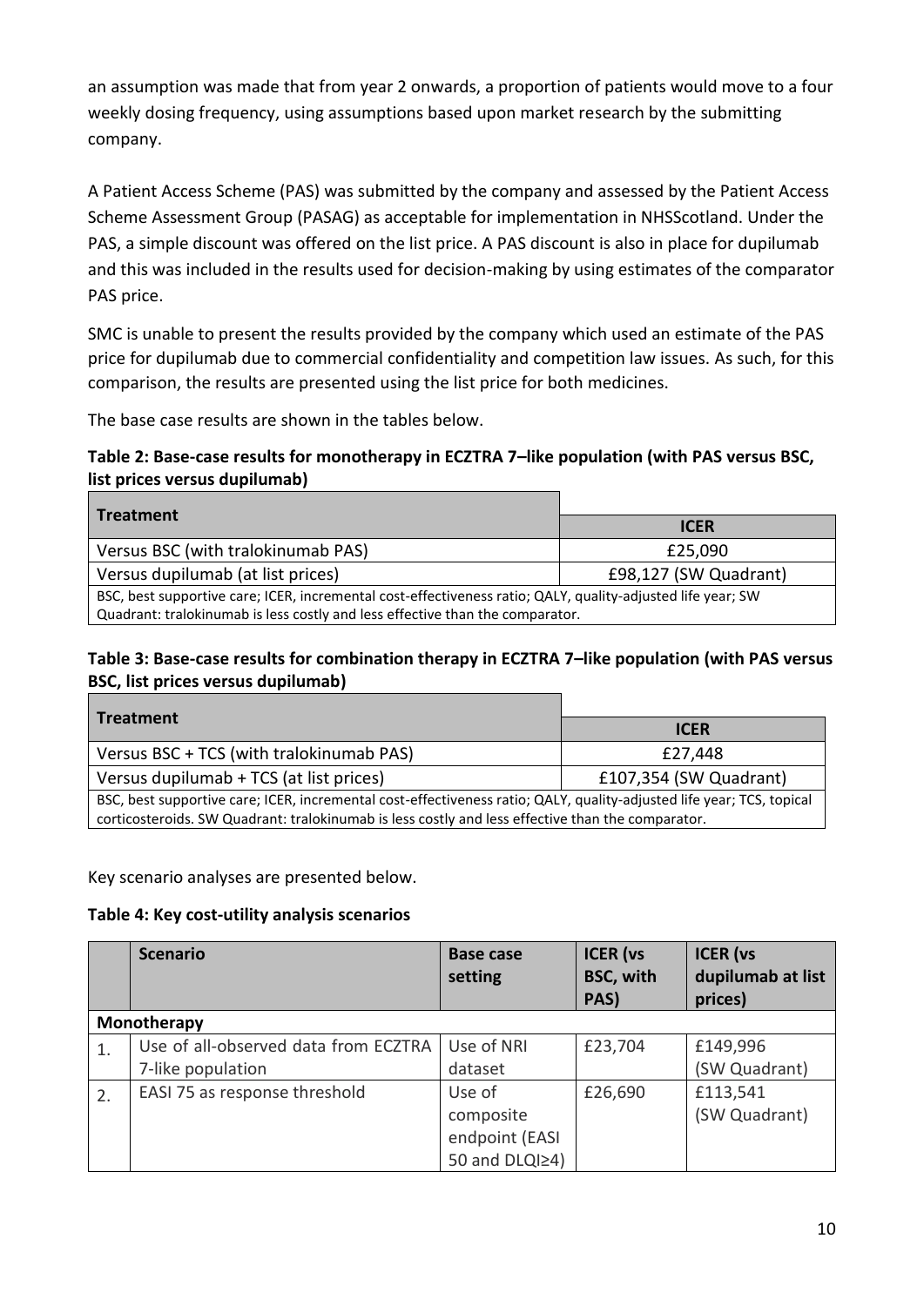an assumption was made that from year 2 onwards, a proportion of patients would move to a four weekly dosing frequency, using assumptions based upon market research by the submitting company.

A Patient Access Scheme (PAS) was submitted by the company and assessed by the Patient Access Scheme Assessment Group (PASAG) as acceptable for implementation in NHSScotland. Under the PAS, a simple discount was offered on the list price. A PAS discount is also in place for dupilumab and this was included in the results used for decision-making by using estimates of the comparator PAS price.

SMC is unable to present the results provided by the company which used an estimate of the PAS price for dupilumab due to commercial confidentiality and competition law issues. As such, for this comparison, the results are presented using the list price for both medicines.

The base case results are shown in the tables below.

**Table 2: Base-case results for monotherapy in ECZTRA 7–like population (with PAS versus BSC, list prices versus dupilumab)**

| Treatment | ICER |
|---|---|
| Versus BSC (with tralokinumab PAS) | £25,090 |
| Versus dupilumab (at list prices) | £98,127 (SW Quadrant) |
| BSC, best supportive care; ICER, incremental cost-effectiveness ratio; QALY, quality-adjusted life year; SW Quadrant: tralokinumab is less costly and less effective than the comparator. | |

**Table 3: Base-case results for combination therapy in ECZTRA 7–like population (with PAS versus BSC, list prices versus dupilumab)**

| Treatment | ICER |
|---|---|
| Versus BSC + TCS (with tralokinumab PAS) | £27,448 |
| Versus dupilumab + TCS (at list prices) | £107,354 (SW Quadrant) |
| BSC, best supportive care; ICER, incremental cost-effectiveness ratio; QALY, quality-adjusted life year; TCS, topical corticosteroids. SW Quadrant: tralokinumab is less costly and less effective than the comparator. | |

Key scenario analyses are presented below.

**Table 4: Key cost-utility analysis scenarios**

| | Scenario | Base case setting | ICER (vs BSC, with PAS) | ICER (vs dupilumab at list prices) |
|---|---|---|---|---|
| **Monotherapy** | | | | |
| 1. | Use of all-observed data from ECZTRA 7-like population | Use of NRI dataset | £23,704 | £149,996 (SW Quadrant) |
| 2. | EASI 75 as response threshold | Use of composite endpoint (EASI 50 and DLQI≥4) | £26,690 | £113,541 (SW Quadrant) |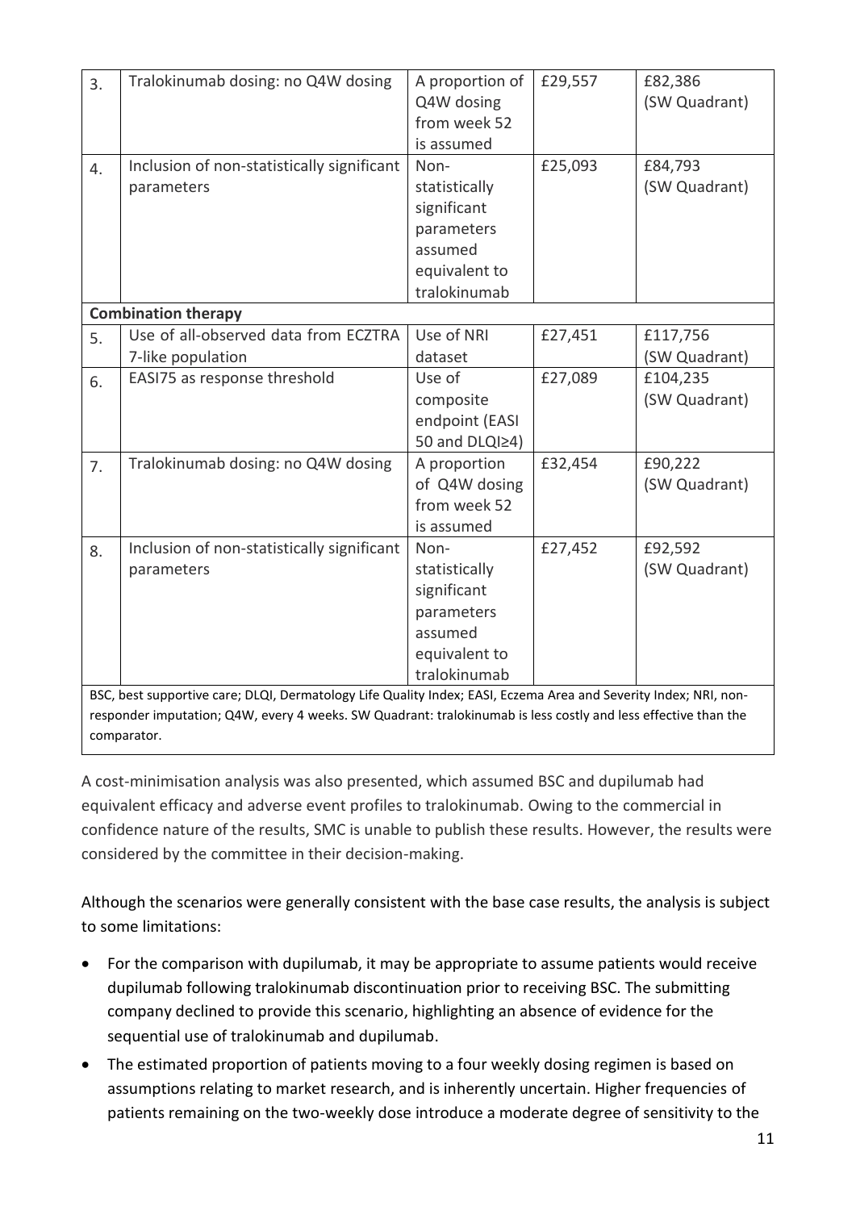| | | | | |
|---|---|---|---|---|
| 3. | Tralokinumab dosing: no Q4W dosing | A proportion of Q4W dosing from week 52 is assumed | £29,557 | £82,386 (SW Quadrant) |
| 4. | Inclusion of non-statistically significant parameters | Non-statistically significant parameters assumed equivalent to tralokinumab | £25,093 | £84,793 (SW Quadrant) |
| **Combination therapy** | | | | |
| 5. | Use of all-observed data from ECZTRA 7-like population | Use of NRI dataset | £27,451 | £117,756 (SW Quadrant) |
| 6. | EASI75 as response threshold | Use of composite endpoint (EASI 50 and DLQI≥4) | £27,089 | £104,235 (SW Quadrant) |
| 7. | Tralokinumab dosing: no Q4W dosing | A proportion of Q4W dosing from week 52 is assumed | £32,454 | £90,222 (SW Quadrant) |
| 8. | Inclusion of non-statistically significant parameters | Non-statistically significant parameters assumed equivalent to tralokinumab | £27,452 | £92,592 (SW Quadrant) |

BSC, best supportive care; DLQI, Dermatology Life Quality Index; EASI, Eczema Area and Severity Index; NRI, non-responder imputation; Q4W, every 4 weeks. SW Quadrant: tralokinumab is less costly and less effective than the comparator.

A cost-minimisation analysis was also presented, which assumed BSC and dupilumab had equivalent efficacy and adverse event profiles to tralokinumab. Owing to the commercial in confidence nature of the results, SMC is unable to publish these results. However, the results were considered by the committee in their decision-making.

Although the scenarios were generally consistent with the base case results, the analysis is subject to some limitations:

- For the comparison with dupilumab, it may be appropriate to assume patients would receive dupilumab following tralokinumab discontinuation prior to receiving BSC. The submitting company declined to provide this scenario, highlighting an absence of evidence for the sequential use of tralokinumab and dupilumab.
- The estimated proportion of patients moving to a four weekly dosing regimen is based on assumptions relating to market research, and is inherently uncertain. Higher frequencies of patients remaining on the two-weekly dose introduce a moderate degree of sensitivity to the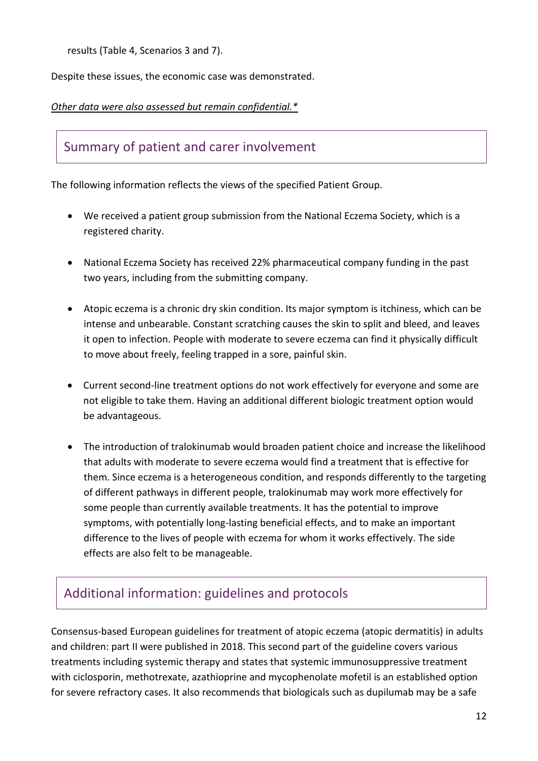results (Table 4, Scenarios 3 and 7).

Despite these issues, the economic case was demonstrated.

*Other data were also assessed but remain confidential.**

## Summary of patient and carer involvement

The following information reflects the views of the specified Patient Group.

- We received a patient group submission from the National Eczema Society, which is a registered charity.
- National Eczema Society has received 22% pharmaceutical company funding in the past two years, including from the submitting company.
- Atopic eczema is a chronic dry skin condition. Its major symptom is itchiness, which can be intense and unbearable. Constant scratching causes the skin to split and bleed, and leaves it open to infection. People with moderate to severe eczema can find it physically difficult to move about freely, feeling trapped in a sore, painful skin.
- Current second-line treatment options do not work effectively for everyone and some are not eligible to take them. Having an additional different biologic treatment option would be advantageous.
- The introduction of tralokinumab would broaden patient choice and increase the likelihood that adults with moderate to severe eczema would find a treatment that is effective for them. Since eczema is a heterogeneous condition, and responds differently to the targeting of different pathways in different people, tralokinumab may work more effectively for some people than currently available treatments. It has the potential to improve symptoms, with potentially long-lasting beneficial effects, and to make an important difference to the lives of people with eczema for whom it works effectively. The side effects are also felt to be manageable.

## Additional information: guidelines and protocols

Consensus-based European guidelines for treatment of atopic eczema (atopic dermatitis) in adults and children: part II were published in 2018. This second part of the guideline covers various treatments including systemic therapy and states that systemic immunosuppressive treatment with ciclosporin, methotrexate, azathioprine and mycophenolate mofetil is an established option for severe refractory cases. It also recommends that biologicals such as dupilumab may be a safe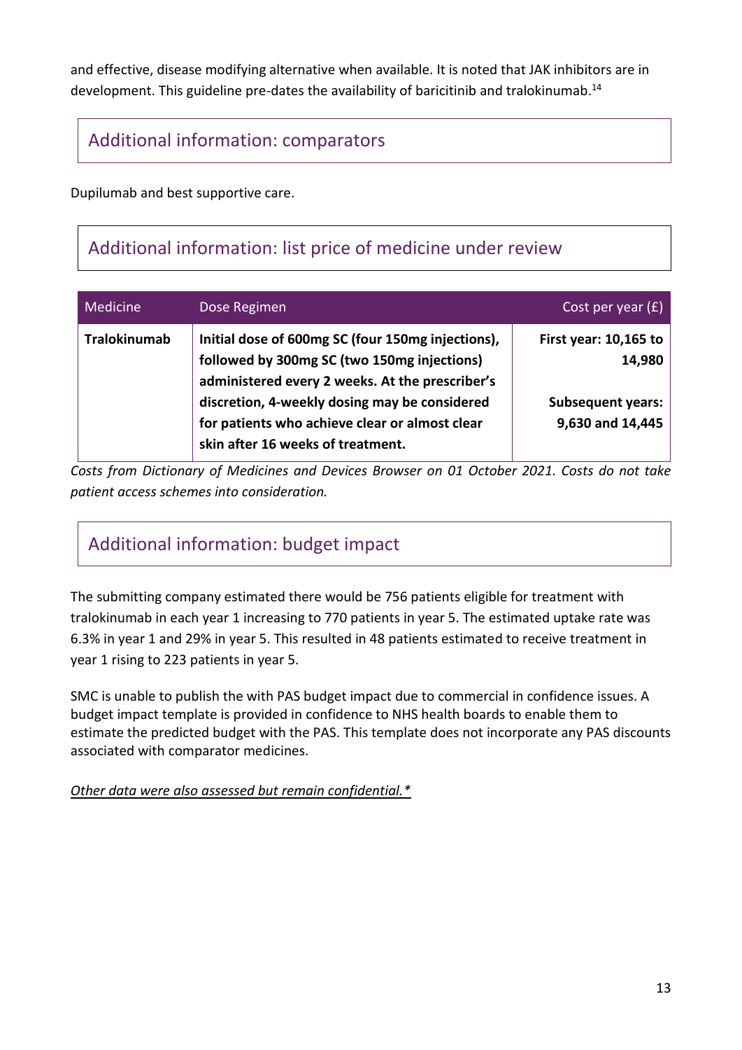and effective, disease modifying alternative when available. It is noted that JAK inhibitors are in development. This guideline pre-dates the availability of baricitinib and tralokinumab.[14]

## Additional information: comparators

Dupilumab and best supportive care.

## Additional information: list price of medicine under review

| Medicine | Dose Regimen | Cost per year (£) |
|---|---|---|
| **Tralokinumab** | **Initial dose of 600mg SC (four 150mg injections), followed by 300mg SC (two 150mg injections) administered every 2 weeks. At the prescriber's discretion, 4-weekly dosing may be considered for patients who achieve clear or almost clear skin after 16 weeks of treatment.** | **First year: 10,165 to 14,980**<br><br>**Subsequent years: 9,630 and 14,445** |

*Costs from Dictionary of Medicines and Devices Browser on 01 October 2021. Costs do not take patient access schemes into consideration.*

## Additional information: budget impact

The submitting company estimated there would be 756 patients eligible for treatment with tralokinumab in each year 1 increasing to 770 patients in year 5. The estimated uptake rate was 6.3% in year 1 and 29% in year 5. This resulted in 48 patients estimated to receive treatment in year 1 rising to 223 patients in year 5.

SMC is unable to publish the with PAS budget impact due to commercial in confidence issues. A budget impact template is provided in confidence to NHS health boards to enable them to estimate the predicted budget with the PAS. This template does not incorporate any PAS discounts associated with comparator medicines.

*Other data were also assessed but remain confidential.**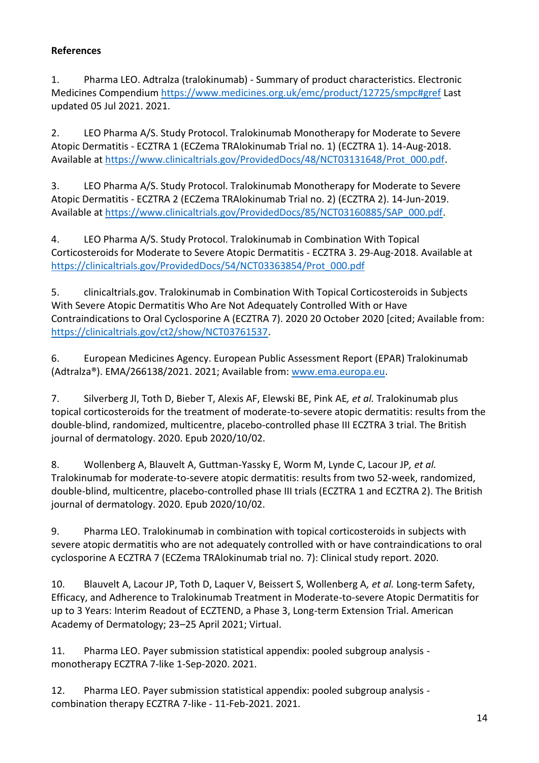**References**

1. Pharma LEO. Adtralza (tralokinumab) - Summary of product characteristics. Electronic Medicines Compendium https://www.medicines.org.uk/emc/product/12725/smpc#gref Last updated 05 Jul 2021. 2021.

2. LEO Pharma A/S. Study Protocol. Tralokinumab Monotherapy for Moderate to Severe Atopic Dermatitis - ECZTRA 1 (ECZema TRAlokinumab Trial no. 1) (ECZTRA 1). 14-Aug-2018. Available at https://www.clinicaltrials.gov/ProvidedDocs/48/NCT03131648/Prot_000.pdf.

3. LEO Pharma A/S. Study Protocol. Tralokinumab Monotherapy for Moderate to Severe Atopic Dermatitis - ECZTRA 2 (ECZema TRAlokinumab Trial no. 2) (ECZTRA 2). 14-Jun-2019. Available at https://www.clinicaltrials.gov/ProvidedDocs/85/NCT03160885/SAP_000.pdf.

4. LEO Pharma A/S. Study Protocol. Tralokinumab in Combination With Topical Corticosteroids for Moderate to Severe Atopic Dermatitis - ECZTRA 3. 29-Aug-2018. Available at https://clinicaltrials.gov/ProvidedDocs/54/NCT03363854/Prot_000.pdf

5. clinicaltrials.gov. Tralokinumab in Combination With Topical Corticosteroids in Subjects With Severe Atopic Dermatitis Who Are Not Adequately Controlled With or Have Contraindications to Oral Cyclosporine A (ECZTRA 7). 2020 20 October 2020 [cited; Available from: https://clinicaltrials.gov/ct2/show/NCT03761537.

6. European Medicines Agency. European Public Assessment Report (EPAR) Tralokinumab (Adtralza®). EMA/266138/2021. 2021; Available from: www.ema.europa.eu.

7. Silverberg JI, Toth D, Bieber T, Alexis AF, Elewski BE, Pink AE*, et al.* Tralokinumab plus topical corticosteroids for the treatment of moderate-to-severe atopic dermatitis: results from the double-blind, randomized, multicentre, placebo-controlled phase III ECZTRA 3 trial. The British journal of dermatology. 2020. Epub 2020/10/02.

8. Wollenberg A, Blauvelt A, Guttman-Yassky E, Worm M, Lynde C, Lacour JP*, et al.* Tralokinumab for moderate-to-severe atopic dermatitis: results from two 52-week, randomized, double-blind, multicentre, placebo-controlled phase III trials (ECZTRA 1 and ECZTRA 2). The British journal of dermatology. 2020. Epub 2020/10/02.

9. Pharma LEO. Tralokinumab in combination with topical corticosteroids in subjects with severe atopic dermatitis who are not adequately controlled with or have contraindications to oral cyclosporine A ECZTRA 7 (ECZema TRAlokinumab trial no. 7): Clinical study report. 2020.

10. Blauvelt A, Lacour JP, Toth D, Laquer V, Beissert S, Wollenberg A*, et al.* Long-term Safety, Efficacy, and Adherence to Tralokinumab Treatment in Moderate-to-severe Atopic Dermatitis for up to 3 Years: Interim Readout of ECZTEND, a Phase 3, Long-term Extension Trial. American Academy of Dermatology; 23–25 April 2021; Virtual.

11. Pharma LEO. Payer submission statistical appendix: pooled subgroup analysis - monotherapy ECZTRA 7-like 1-Sep-2020. 2021.

12. Pharma LEO. Payer submission statistical appendix: pooled subgroup analysis - combination therapy ECZTRA 7-like - 11-Feb-2021. 2021.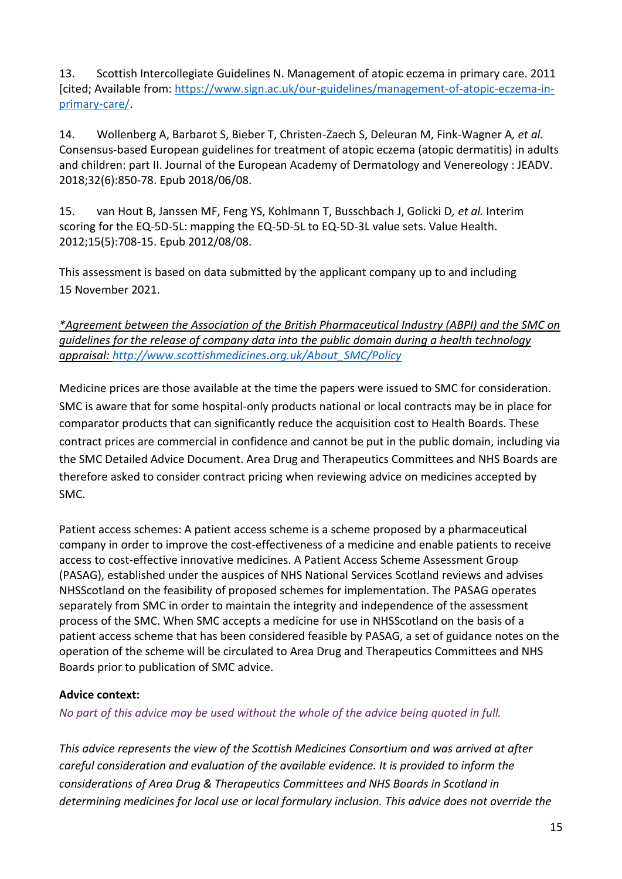13. Scottish Intercollegiate Guidelines N. Management of atopic eczema in primary care. 2011 [cited; Available from: https://www.sign.ac.uk/our-guidelines/management-of-atopic-eczema-in-primary-care/.

14. Wollenberg A, Barbarot S, Bieber T, Christen-Zaech S, Deleuran M, Fink-Wagner A*, et al.* Consensus-based European guidelines for treatment of atopic eczema (atopic dermatitis) in adults and children: part II. Journal of the European Academy of Dermatology and Venereology : JEADV. 2018;32(6):850-78. Epub 2018/06/08.

15. van Hout B, Janssen MF, Feng YS, Kohlmann T, Busschbach J, Golicki D*, et al.* Interim scoring for the EQ-5D-5L: mapping the EQ-5D-5L to EQ-5D-3L value sets. Value Health. 2012;15(5):708-15. Epub 2012/08/08.

This assessment is based on data submitted by the applicant company up to and including 15 November 2021.

*\*Agreement between the Association of the British Pharmaceutical Industry (ABPI) and the SMC on guidelines for the release of company data into the public domain during a health technology appraisal: http://www.scottishmedicines.org.uk/About_SMC/Policy*

Medicine prices are those available at the time the papers were issued to SMC for consideration. SMC is aware that for some hospital-only products national or local contracts may be in place for comparator products that can significantly reduce the acquisition cost to Health Boards. These contract prices are commercial in confidence and cannot be put in the public domain, including via the SMC Detailed Advice Document. Area Drug and Therapeutics Committees and NHS Boards are therefore asked to consider contract pricing when reviewing advice on medicines accepted by SMC.

Patient access schemes: A patient access scheme is a scheme proposed by a pharmaceutical company in order to improve the cost-effectiveness of a medicine and enable patients to receive access to cost-effective innovative medicines. A Patient Access Scheme Assessment Group (PASAG), established under the auspices of NHS National Services Scotland reviews and advises NHSScotland on the feasibility of proposed schemes for implementation. The PASAG operates separately from SMC in order to maintain the integrity and independence of the assessment process of the SMC. When SMC accepts a medicine for use in NHSScotland on the basis of a patient access scheme that has been considered feasible by PASAG, a set of guidance notes on the operation of the scheme will be circulated to Area Drug and Therapeutics Committees and NHS Boards prior to publication of SMC advice.

**Advice context:**

*No part of this advice may be used without the whole of the advice being quoted in full.*

*This advice represents the view of the Scottish Medicines Consortium and was arrived at after careful consideration and evaluation of the available evidence. It is provided to inform the considerations of Area Drug & Therapeutics Committees and NHS Boards in Scotland in determining medicines for local use or local formulary inclusion. This advice does not override the*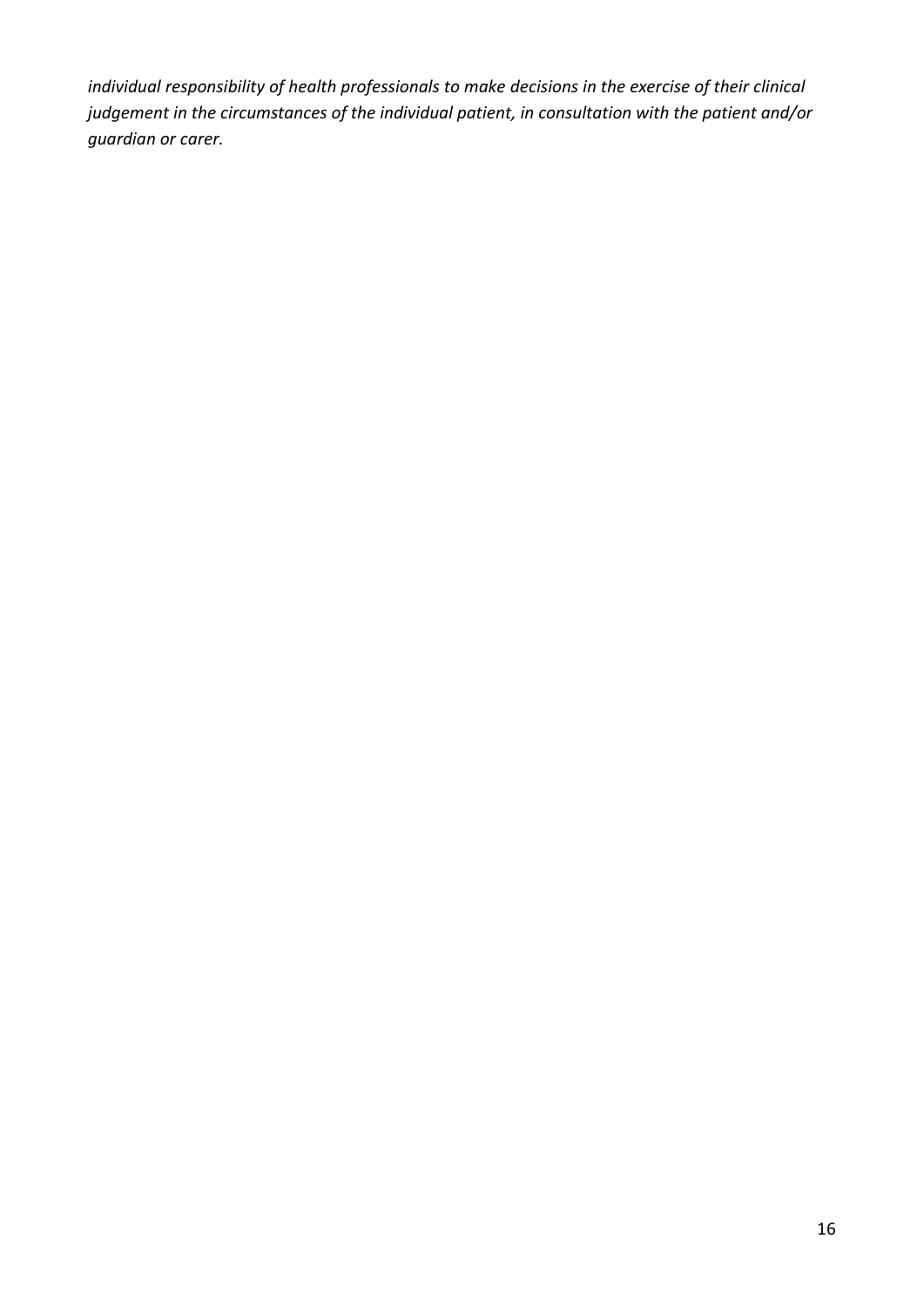*individual responsibility of health professionals to make decisions in the exercise of their clinical judgement in the circumstances of the individual patient, in consultation with the patient and/or guardian or carer.*